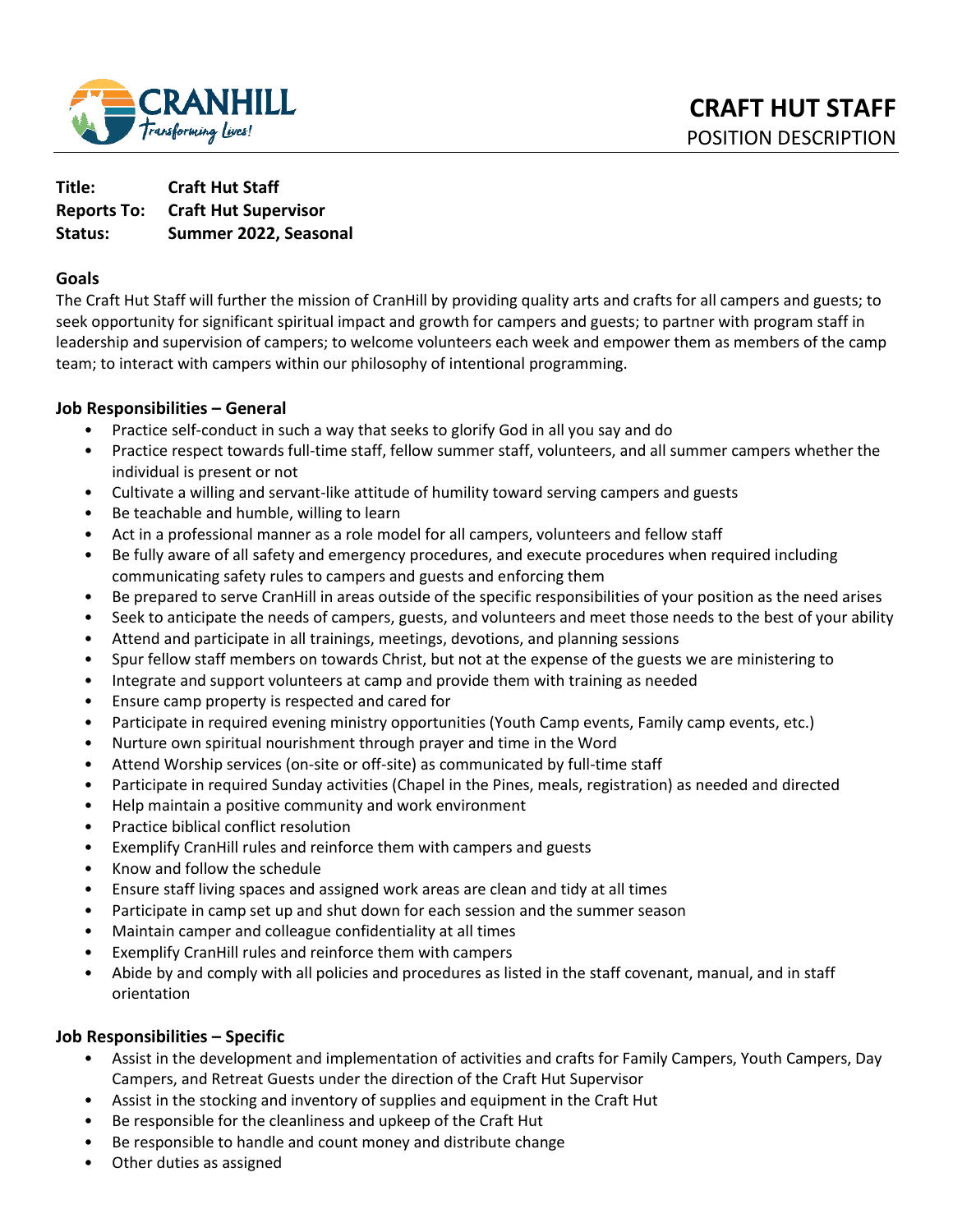# CRAFT HUT STAFF

POSITION DESCRIPTION

**Title:** **Craft Hut Staff**
**Reports To:** **Craft Hut Supervisor**
**Status:** **Summer 2022, Seasonal**

## Goals

The Craft Hut Staff will further the mission of CranHill by providing quality arts and crafts for all campers and guests; to seek opportunity for significant spiritual impact and growth for campers and guests; to partner with program staff in leadership and supervision of campers; to welcome volunteers each week and empower them as members of the camp team; to interact with campers within our philosophy of intentional programming.

## Job Responsibilities – General

- Practice self-conduct in such a way that seeks to glorify God in all you say and do
- Practice respect towards full-time staff, fellow summer staff, volunteers, and all summer campers whether the individual is present or not
- Cultivate a willing and servant-like attitude of humility toward serving campers and guests
- Be teachable and humble, willing to learn
- Act in a professional manner as a role model for all campers, volunteers and fellow staff
- Be fully aware of all safety and emergency procedures, and execute procedures when required including communicating safety rules to campers and guests and enforcing them
- Be prepared to serve CranHill in areas outside of the specific responsibilities of your position as the need arises
- Seek to anticipate the needs of campers, guests, and volunteers and meet those needs to the best of your ability
- Attend and participate in all trainings, meetings, devotions, and planning sessions
- Spur fellow staff members on towards Christ, but not at the expense of the guests we are ministering to
- Integrate and support volunteers at camp and provide them with training as needed
- Ensure camp property is respected and cared for
- Participate in required evening ministry opportunities (Youth Camp events, Family camp events, etc.)
- Nurture own spiritual nourishment through prayer and time in the Word
- Attend Worship services (on-site or off-site) as communicated by full-time staff
- Participate in required Sunday activities (Chapel in the Pines, meals, registration) as needed and directed
- Help maintain a positive community and work environment
- Practice biblical conflict resolution
- Exemplify CranHill rules and reinforce them with campers and guests
- Know and follow the schedule
- Ensure staff living spaces and assigned work areas are clean and tidy at all times
- Participate in camp set up and shut down for each session and the summer season
- Maintain camper and colleague confidentiality at all times
- Exemplify CranHill rules and reinforce them with campers
- Abide by and comply with all policies and procedures as listed in the staff covenant, manual, and in staff orientation

## Job Responsibilities – Specific

- Assist in the development and implementation of activities and crafts for Family Campers, Youth Campers, Day Campers, and Retreat Guests under the direction of the Craft Hut Supervisor
- Assist in the stocking and inventory of supplies and equipment in the Craft Hut
- Be responsible for the cleanliness and upkeep of the Craft Hut
- Be responsible to handle and count money and distribute change
- Other duties as assigned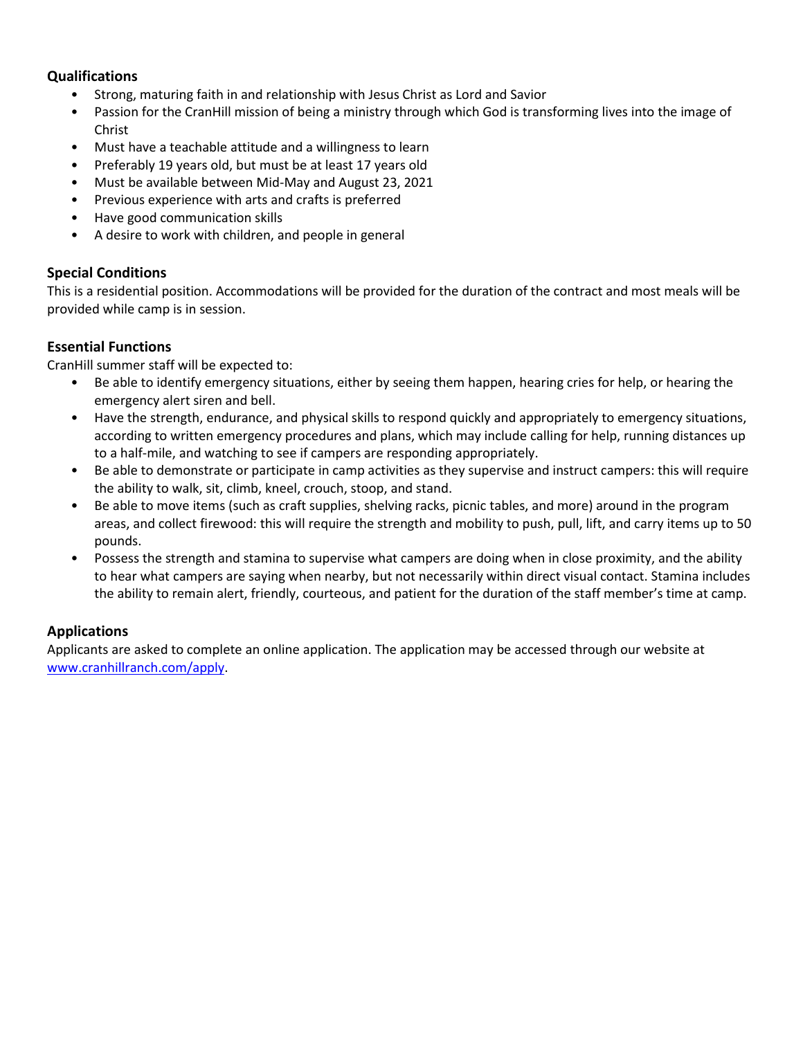## Qualifications

- Strong, maturing faith in and relationship with Jesus Christ as Lord and Savior
- Passion for the CranHill mission of being a ministry through which God is transforming lives into the image of Christ
- Must have a teachable attitude and a willingness to learn
- Preferably 19 years old, but must be at least 17 years old
- Must be available between Mid-May and August 23, 2021
- Previous experience with arts and crafts is preferred
- Have good communication skills
- A desire to work with children, and people in general

## Special Conditions

This is a residential position. Accommodations will be provided for the duration of the contract and most meals will be provided while camp is in session.

## Essential Functions

CranHill summer staff will be expected to:

- Be able to identify emergency situations, either by seeing them happen, hearing cries for help, or hearing the emergency alert siren and bell.
- Have the strength, endurance, and physical skills to respond quickly and appropriately to emergency situations, according to written emergency procedures and plans, which may include calling for help, running distances up to a half-mile, and watching to see if campers are responding appropriately.
- Be able to demonstrate or participate in camp activities as they supervise and instruct campers: this will require the ability to walk, sit, climb, kneel, crouch, stoop, and stand.
- Be able to move items (such as craft supplies, shelving racks, picnic tables, and more) around in the program areas, and collect firewood: this will require the strength and mobility to push, pull, lift, and carry items up to 50 pounds.
- Possess the strength and stamina to supervise what campers are doing when in close proximity, and the ability to hear what campers are saying when nearby, but not necessarily within direct visual contact. Stamina includes the ability to remain alert, friendly, courteous, and patient for the duration of the staff member's time at camp.

## Applications

Applicants are asked to complete an online application. The application may be accessed through our website at [www.cranhillranch.com/apply](http://www.cranhillranch.com/apply).